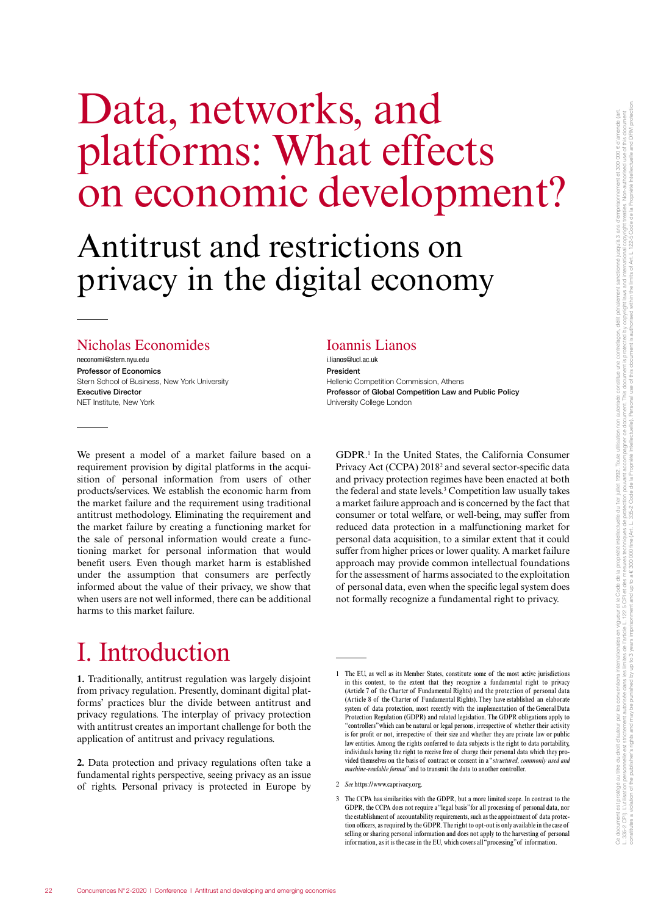# Data, networks, and platforms: What effects on economic development?

## Antitrust and restrictions on privacy in the digital economy

**Nicholas Economides**
neconomi@stern.nyu.edu
**Professor of Economics**
Stern School of Business, New York University
**Executive Director**
NET Institute, New York

**Ioannis Lianos**
i.lianos@ucl.ac.uk
**President**
Hellenic Competition Commission, Athens
**Professor of Global Competition Law and Public Policy**
University College London

We present a model of a market failure based on a requirement provision by digital platforms in the acquisition of personal information from users of other products/services. We establish the economic harm from the market failure and the requirement using traditional antitrust methodology. Eliminating the requirement and the market failure by creating a functioning market for the sale of personal information would create a functioning market for personal information that would benefit users. Even though market harm is established under the assumption that consumers are perfectly informed about the value of their privacy, we show that when users are not well informed, there can be additional harms to this market failure.

# I. Introduction

**1.** Traditionally, antitrust regulation was largely disjoint from privacy regulation. Presently, dominant digital platforms' practices blur the divide between antitrust and privacy regulations. The interplay of privacy protection with antitrust creates an important challenge for both the application of antitrust and privacy regulations.

**2.** Data protection and privacy regulations often take a fundamental rights perspective, seeing privacy as an issue of rights. Personal privacy is protected in Europe by GDPR.[1] In the United States, the California Consumer Privacy Act (CCPA) 2018[2] and several sector-specific data and privacy protection regimes have been enacted at both the federal and state levels.[3] Competition law usually takes a market failure approach and is concerned by the fact that consumer or total welfare, or well-being, may suffer from reduced data protection in a malfunctioning market for personal data acquisition, to a similar extent that it could suffer from higher prices or lower quality. A market failure approach may provide common intellectual foundations for the assessment of harms associated to the exploitation of personal data, even when the specific legal system does not formally recognize a fundamental right to privacy.

---

1 The EU, as well as its Member States, constitute some of the most active jurisdictions in this context, to the extent that they recognize a fundamental right to privacy (Article 7 of the Charter of Fundamental Rights) and the protection of personal data (Article 8 of the Charter of Fundamental Rights). They have established an elaborate system of data protection, most recently with the implementation of the General Data Protection Regulation (GDPR) and related legislation. The GDPR obligations apply to "controllers" which can be natural or legal persons, irrespective of whether their activity is for profit or not, irrespective of their size and whether they are private law or public law entities. Among the rights conferred to data subjects is the right to data portability, individuals having the right to receive free of charge their personal data which they provided themselves on the basis of contract or consent in a "*structured, commonly used and machine-readable format*" and to transmit the data to another controller.

2 *See* https://www.caprivacy.org.

3 The CCPA has similarities with the GDPR, but a more limited scope. In contrast to the GDPR, the CCPA does not require a "legal basis" for all processing of personal data, nor the establishment of accountability requirements, such as the appointment of data protection officers, as required by the GDPR. The right to opt-out is only available in the case of selling or sharing personal information and does not apply to the harvesting of personal information, as it is the case in the EU, which covers all "processing" of information.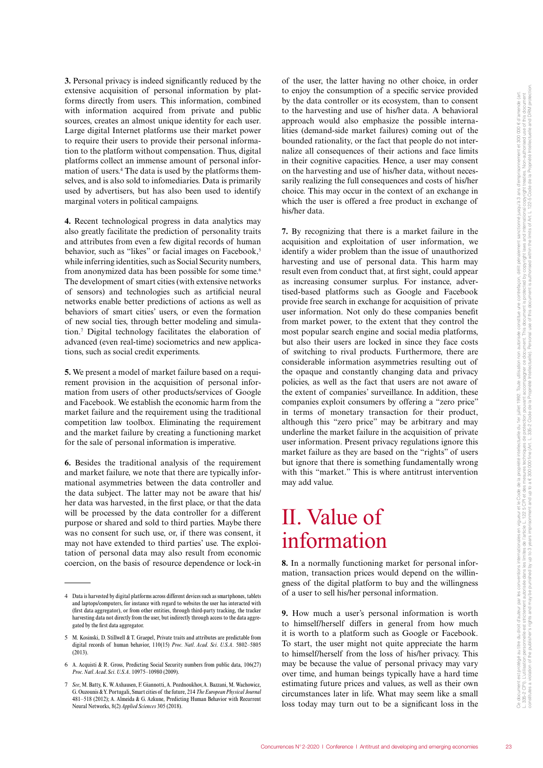**3.** Personal privacy is indeed significantly reduced by the extensive acquisition of personal information by platforms directly from users. This information, combined with information acquired from private and public sources, creates an almost unique identity for each user. Large digital Internet platforms use their market power to require their users to provide their personal information to the platform without compensation. Thus, digital platforms collect an immense amount of personal information of users.[4] The data is used by the platforms themselves, and is also sold to infomediaries. Data is primarily used by advertisers, but has also been used to identify marginal voters in political campaigns.

**4.** Recent technological progress in data analytics may also greatly facilitate the prediction of personality traits and attributes from even a few digital records of human behavior, such as "likes" or facial images on Facebook,[5] while inferring identities, such as Social Security numbers, from anonymized data has been possible for some time.[6] The development of smart cities (with extensive networks of sensors) and technologies such as artificial neural networks enable better predictions of actions as well as behaviors of smart cities' users, or even the formation of new social ties, through better modeling and simulation.[7] Digital technology facilitates the elaboration of advanced (even real-time) sociometrics and new applications, such as social credit experiments.

**5.** We present a model of market failure based on a requirement provision in the acquisition of personal information from users of other products/services of Google and Facebook. We establish the economic harm from the market failure and the requirement using the traditional competition law toolbox. Eliminating the requirement and the market failure by creating a functioning market for the sale of personal information is imperative.

**6.** Besides the traditional analysis of the requirement and market failure, we note that there are typically informational asymmetries between the data controller and the data subject. The latter may not be aware that his/her data was harvested, in the first place, or that the data will be processed by the data controller for a different purpose or shared and sold to third parties. Maybe there was no consent for such use, or, if there was consent, it may not have extended to third parties' use. The exploitation of personal data may also result from economic coercion, on the basis of resource dependence or lock-in of the user, the latter having no other choice, in order to enjoy the consumption of a specific service provided by the data controller or its ecosystem, than to consent to the harvesting and use of his/her data. A behavioral approach would also emphasize the possible internalities (demand-side market failures) coming out of the bounded rationality, or the fact that people do not internalize all consequences of their actions and face limits in their cognitive capacities. Hence, a user may consent on the harvesting and use of his/her data, without necessarily realizing the full consequences and costs of his/her choice. This may occur in the context of an exchange in which the user is offered a free product in exchange of his/her data.

**7.** By recognizing that there is a market failure in the acquisition and exploitation of user information, we identify a wider problem than the issue of unauthorized harvesting and use of personal data. This harm may result even from conduct that, at first sight, could appear as increasing consumer surplus. For instance, advertised-based platforms such as Google and Facebook provide free search in exchange for acquisition of private user information. Not only do these companies benefit from market power, to the extent that they control the most popular search engine and social media platforms, but also their users are locked in since they face costs of switching to rival products. Furthermore, there are considerable information asymmetries resulting out of the opaque and constantly changing data and privacy policies, as well as the fact that users are not aware of the extent of companies' surveillance. In addition, these companies exploit consumers by offering a "zero price" in terms of monetary transaction for their product, although this "zero price" may be arbitrary and may underline the market failure in the acquisition of private user information. Present privacy regulations ignore this market failure as they are based on the "rights" of users but ignore that there is something fundamentally wrong with this "market." This is where antitrust intervention may add value.

# II. Value of information

**8.** In a normally functioning market for personal information, transaction prices would depend on the willingness of the digital platform to buy and the willingness of a user to sell his/her personal information.

**9.** How much a user's personal information is worth to himself/herself differs in general from how much it is worth to a platform such as Google or Facebook. To start, the user might not quite appreciate the harm to himself/herself from the loss of his/her privacy. This may be because the value of personal privacy may vary over time, and human beings typically have a hard time estimating future prices and values, as well as their own circumstances later in life. What may seem like a small loss today may turn out to be a significant loss in the

---

4 Data is harvested by digital platforms across different devices such as smartphones, tablets and laptops/computers, for instance with regard to websites the user has interacted with (first data aggregator), or from other entities, through third-party tracking, the tracker harvesting data not directly from the user, but indirectly through access to the data aggregated by the first data aggregator.

5 M. Kosinski, D. Stillwell & T. Graepel, Private traits and attributes are predictable from digital records of human behavior, 110(15) *Proc. Natl. Acad. Sci. U.S.A.* 5802–5805 (2013).

6 A. Acquisti & R. Gross, Predicting Social Security numbers from public data, 106(27) *Proc. Natl. Acad. Sci. U.S.A.* 10975–10980 (2009).

7 *See*, M. Batty, K. W. Axhausen, F. Giannotti, A. Pozdnoukhov, A. Bazzani, M. Wachowicz, G. Ouzounis & Y. Portugali, Smart cities of the future, 214 *The European Physical Journal* 481–518 (2012); A. Almeida & G. Azkune, Predicting Human Behavior with Recurrent Neural Networks, 8(2) *Applied Sciences* 305 (2018).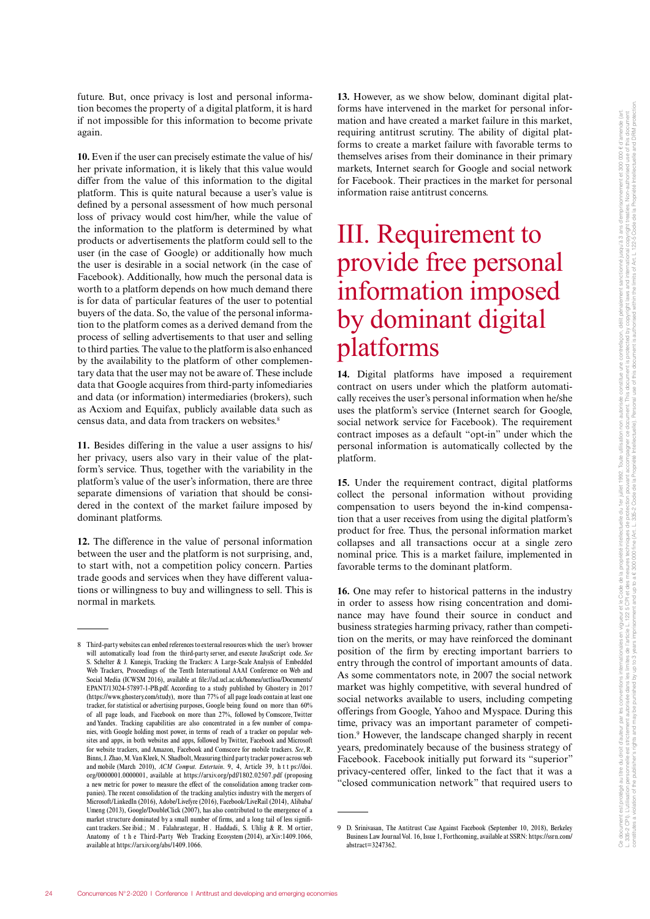future. But, once privacy is lost and personal information becomes the property of a digital platform, it is hard if not impossible for this information to become private again.

**10.** Even if the user can precisely estimate the value of his/her private information, it is likely that this value would differ from the value of this information to the digital platform. This is quite natural because a user's value is defined by a personal assessment of how much personal loss of privacy would cost him/her, while the value of the information to the platform is determined by what products or advertisements the platform could sell to the user (in the case of Google) or additionally how much the user is desirable in a social network (in the case of Facebook). Additionally, how much the personal data is worth to a platform depends on how much demand there is for data of particular features of the user to potential buyers of the data. So, the value of the personal information to the platform comes as a derived demand from the process of selling advertisements to that user and selling to third parties. The value to the platform is also enhanced by the availability to the platform of other complementary data that the user may not be aware of. These include data that Google acquires from third-party infomediaries and data (or information) intermediaries (brokers), such as Acxiom and Equifax, publicly available data such as census data, and data from trackers on websites.[8]

**11.** Besides differing in the value a user assigns to his/her privacy, users also vary in their value of the platform's service. Thus, together with the variability in the platform's value of the user's information, there are three separate dimensions of variation that should be considered in the context of the market failure imposed by dominant platforms.

**12.** The difference in the value of personal information between the user and the platform is not surprising, and, to start with, not a competition policy concern. Parties trade goods and services when they have different valuations or willingness to buy and willingness to sell. This is normal in markets.

**13.** However, as we show below, dominant digital platforms have intervened in the market for personal information and have created a market failure in this market, requiring antitrust scrutiny. The ability of digital platforms to create a market failure with favorable terms to themselves arises from their dominance in their primary markets, Internet search for Google and social network for Facebook. Their practices in the market for personal information raise antitrust concerns.

# III. Requirement to provide free personal information imposed by dominant digital platforms

**14.** Digital platforms have imposed a requirement contract on users under which the platform automatically receives the user's personal information when he/she uses the platform's service (Internet search for Google, social network service for Facebook). The requirement contract imposes as a default "opt-in" under which the personal information is automatically collected by the platform.

**15.** Under the requirement contract, digital platforms collect the personal information without providing compensation to users beyond the in-kind compensation that a user receives from using the digital platform's product for free. Thus, the personal information market collapses and all transactions occur at a single zero nominal price. This is a market failure, implemented in favorable terms to the dominant platform.

**16.** One may refer to historical patterns in the industry in order to assess how rising concentration and dominance may have found their source in conduct and business strategies harming privacy, rather than competition on the merits, or may have reinforced the dominant position of the firm by erecting important barriers to entry through the control of important amounts of data. As some commentators note, in 2007 the social network market was highly competitive, with several hundred of social networks available to users, including competing offerings from Google, Yahoo and Myspace. During this time, privacy was an important parameter of competition.[9] However, the landscape changed sharply in recent years, predominately because of the business strategy of Facebook. Facebook initially put forward its "superior" privacy-centered offer, linked to the fact that it was a "closed communication network" that required users to

---

8 Third-party websites can embed references to external resources which the user's browser will automatically load from the third-party server, and execute JavaScript code. *See* S. Schelter & J. Kunegis, Tracking the Trackers: A Large-Scale Analysis of Embedded Web Trackers, Proceedings of the Tenth International AAAI Conference on Web and Social Media (ICWSM 2016), available at file://ad.ucl.ac.uk/homea/uctlioa/Documents/EPANT/13024-57897-1-PB.pdf. According to a study published by Ghostery in 2017 (https://www.ghostery.com/study), more than 77% of all page loads contain at least one tracker, for statistical or advertising purposes, Google being found on more than 60% of all page loads, and Facebook on more than 27%, followed by Comscore, Twitter and Yandex. Tracking capabilities are also concentrated in a few number of companies, with Google holding most power, in terms of reach of a tracker on popular websites and apps, in both websites and apps, followed by Twitter, Facebook and Microsoft for website trackers, and Amazon, Facebook and Comscore for mobile trackers. *See*, R. Binns, J. Zhao, M. Van Kleek, N. Shadbolt, Measuring third party tracker power across web and mobile (March 2010), *ACM Comput. Entertain.* 9, 4, Article 39, https://doi.org/0000001.0000001, available at https://arxiv.org/pdf/1802.02507.pdf (proposing a new metric for power to measure the effect of the consolidation among tracker companies). The recent consolidation of the tracking analytics industry with the mergers of Microsoft/LinkedIn (2016), Adobe/Livefyre (2016), Facebook/LiveRail (2014), Alibaba/Umeng (2013), Google/DoubleClick (2007), has also contributed to the emergence of a market structure dominated by a small number of firms, and a long tail of less significant trackers. See ibid.; M. Falahrastegar, H. Haddadi, S. Uhlig & R. Mortier, Anatomy of the Third-Party Web Tracking Ecosystem (2014), arXiv:1409.1066, available at https://arxiv.org/abs/1409.1066.

9 D. Srinivasan, The Antitrust Case Against Facebook (September 10, 2018), Berkeley Business Law Journal Vol. 16, Issue 1, Forthcoming, available at SSRN: https://ssrn.com/abstract=3247362.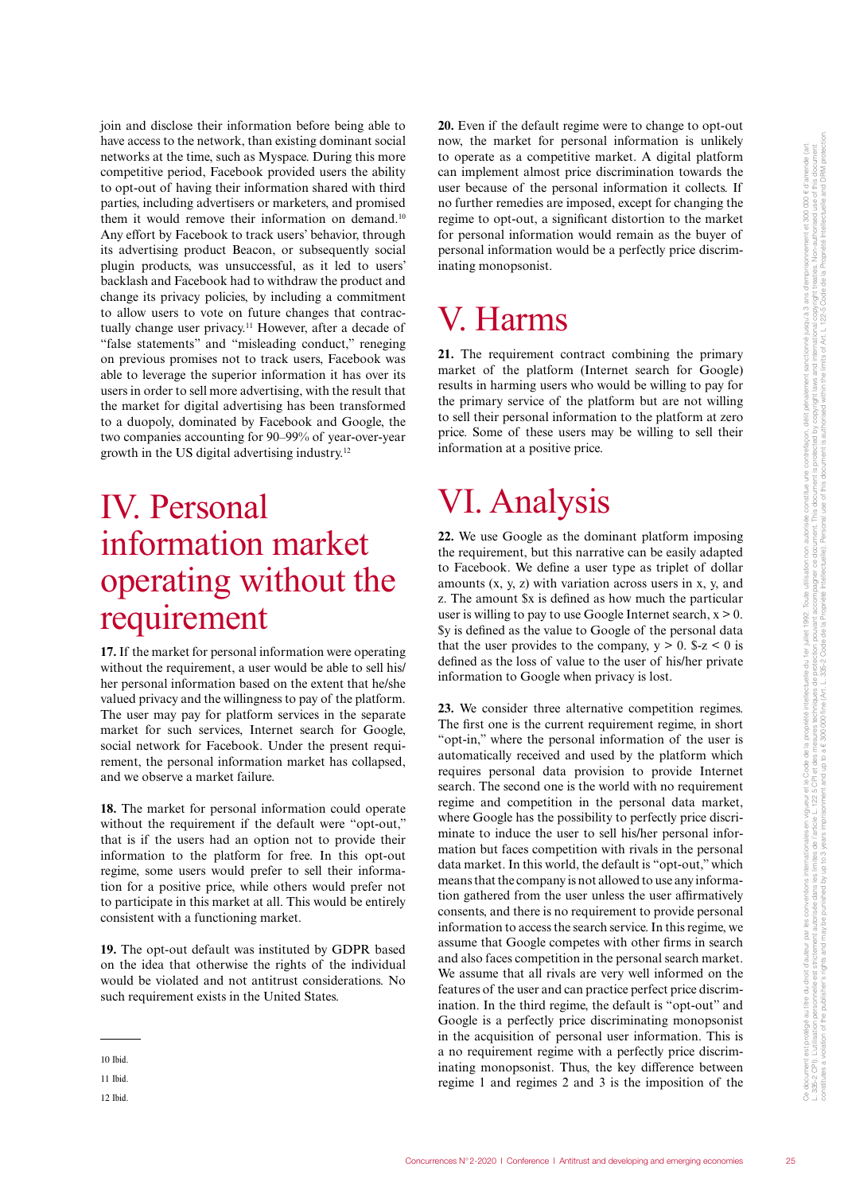join and disclose their information before being able to have access to the network, than existing dominant social networks at the time, such as Myspace. During this more competitive period, Facebook provided users the ability to opt-out of having their information shared with third parties, including advertisers or marketers, and promised them it would remove their information on demand.[10] Any effort by Facebook to track users' behavior, through its advertising product Beacon, or subsequently social plugin products, was unsuccessful, as it led to users' backlash and Facebook had to withdraw the product and change its privacy policies, by including a commitment to allow users to vote on future changes that contractually change user privacy.[11] However, after a decade of "false statements" and "misleading conduct," reneging on previous promises not to track users, Facebook was able to leverage the superior information it has over its users in order to sell more advertising, with the result that the market for digital advertising has been transformed to a duopoly, dominated by Facebook and Google, the two companies accounting for 90–99% of year-over-year growth in the US digital advertising industry.[12]

# IV. Personal information market operating without the requirement

**17.** If the market for personal information were operating without the requirement, a user would be able to sell his/her personal information based on the extent that he/she valued privacy and the willingness to pay of the platform. The user may pay for platform services in the separate market for such services, Internet search for Google, social network for Facebook. Under the present requirement, the personal information market has collapsed, and we observe a market failure.

**18.** The market for personal information could operate without the requirement if the default were "opt-out," that is if the users had an option not to provide their information to the platform for free. In this opt-out regime, some users would prefer to sell their information for a positive price, while others would prefer not to participate in this market at all. This would be entirely consistent with a functioning market.

**19.** The opt-out default was instituted by GDPR based on the idea that otherwise the rights of the individual would be violated and not antitrust considerations. No such requirement exists in the United States.

**20.** Even if the default regime were to change to opt-out now, the market for personal information is unlikely to operate as a competitive market. A digital platform can implement almost price discrimination towards the user because of the personal information it collects. If no further remedies are imposed, except for changing the regime to opt-out, a significant distortion to the market for personal information would remain as the buyer of personal information would be a perfectly price discriminating monopsonist.

# V. Harms

**21.** The requirement contract combining the primary market of the platform (Internet search for Google) results in harming users who would be willing to pay for the primary service of the platform but are not willing to sell their personal information to the platform at zero price. Some of these users may be willing to sell their information at a positive price.

# VI. Analysis

**22.** We use Google as the dominant platform imposing the requirement, but this narrative can be easily adapted to Facebook. We define a user type as triplet of dollar amounts (x, y, z) with variation across users in x, y, and z. The amount \$x is defined as how much the particular user is willing to pay to use Google Internet search, $x > 0$. \$y is defined as the value to Google of the personal data that the user provides to the company, $y > 0$. \$-z < 0 is defined as the loss of value to the user of his/her private information to Google when privacy is lost.

**23.** We consider three alternative competition regimes. The first one is the current requirement regime, in short "opt-in," where the personal information of the user is automatically received and used by the platform which requires personal data provision to provide Internet search. The second one is the world with no requirement regime and competition in the personal data market, where Google has the possibility to perfectly price discriminate to induce the user to sell his/her personal information but faces competition with rivals in the personal data market. In this world, the default is "opt-out," which means that the company is not allowed to use any information gathered from the user unless the user affirmatively consents, and there is no requirement to provide personal information to access the search service. In this regime, we assume that Google competes with other firms in search and also faces competition in the personal search market. We assume that all rivals are very well informed on the features of the user and can practice perfect price discrimination. In the third regime, the default is "opt-out" and Google is a perfectly price discriminating monopsonist in the acquisition of personal user information. This is a no requirement regime with a perfectly price discriminating monopsonist. Thus, the key difference between regime 1 and regimes 2 and 3 is the imposition of the

10 Ibid.

11 Ibid.

12 Ibid.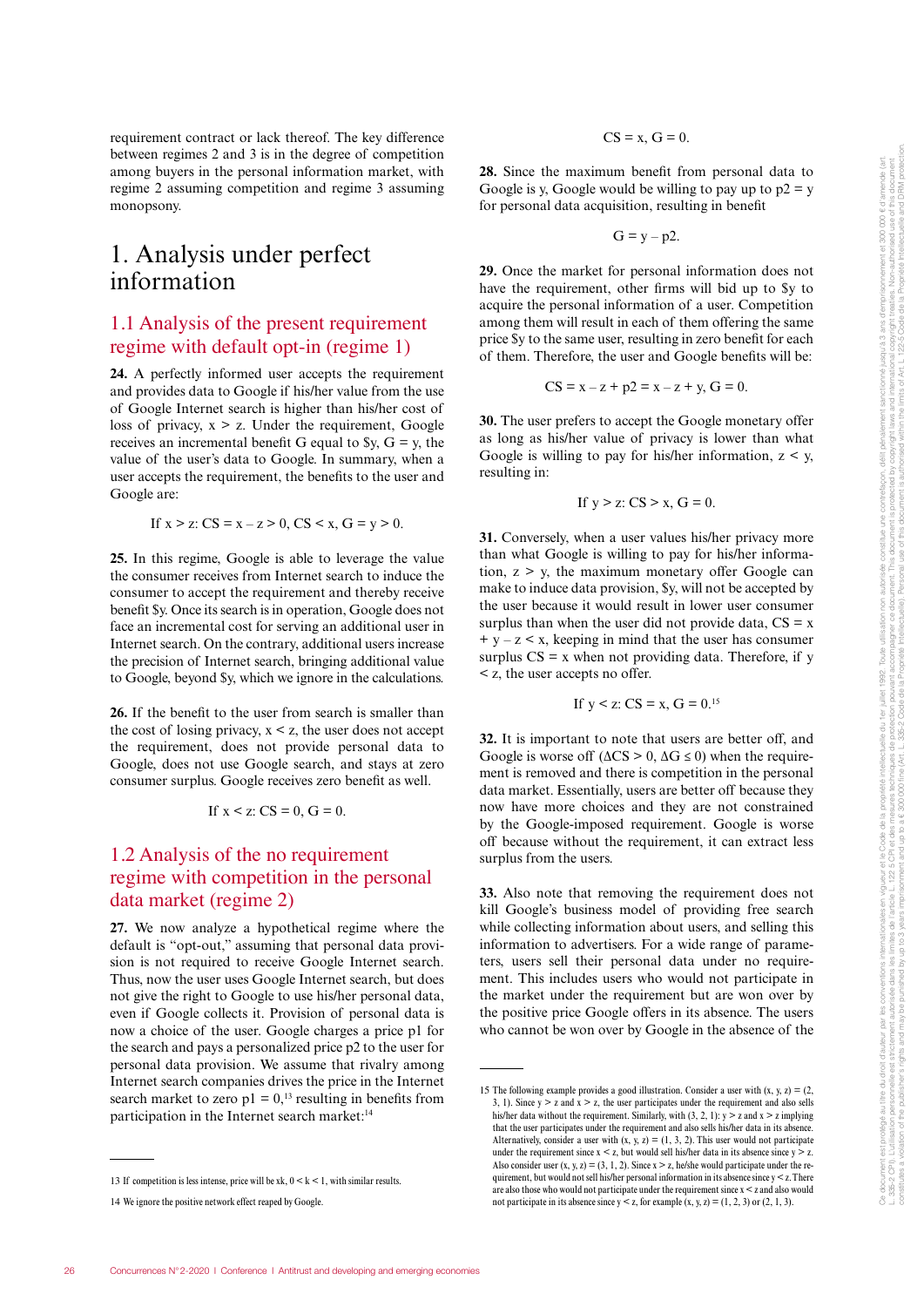requirement contract or lack thereof. The key difference between regimes 2 and 3 is in the degree of competition among buyers in the personal information market, with regime 2 assuming competition and regime 3 assuming monopsony.

# 1. Analysis under perfect information

## 1.1 Analysis of the present requirement regime with default opt-in (regime 1)

**24.** A perfectly informed user accepts the requirement and provides data to Google if his/her value from the use of Google Internet search is higher than his/her cost of loss of privacy, $x > z$. Under the requirement, Google receives an incremental benefit G equal to \$y, $G = y$, the value of the user's data to Google. In summary, when a user accepts the requirement, the benefits to the user and Google are:

$$\text{If } x > z\text{: } CS = x - z > 0,\ CS < x,\ G = y > 0.$$

**25.** In this regime, Google is able to leverage the value the consumer receives from Internet search to induce the consumer to accept the requirement and thereby receive benefit \$y. Once its search is in operation, Google does not face an incremental cost for serving an additional user in Internet search. On the contrary, additional users increase the precision of Internet search, bringing additional value to Google, beyond \$y, which we ignore in the calculations.

**26.** If the benefit to the user from search is smaller than the cost of losing privacy, $x < z$, the user does not accept the requirement, does not provide personal data to Google, does not use Google search, and stays at zero consumer surplus. Google receives zero benefit as well.

$$\text{If } x < z\text{: } CS = 0,\ G = 0.$$

## 1.2 Analysis of the no requirement regime with competition in the personal data market (regime 2)

**27.** We now analyze a hypothetical regime where the default is "opt-out," assuming that personal data provision is not required to receive Google Internet search. Thus, now the user uses Google Internet search, but does not give the right to Google to use his/her personal data, even if Google collects it. Provision of personal data is now a choice of the user. Google charges a price p1 for the search and pays a personalized price p2 to the user for personal data provision. We assume that rivalry among Internet search companies drives the price in the Internet search market to zero $p1 = 0$,[13] resulting in benefits from participation in the Internet search market:[14]

$$CS = x,\ G = 0.$$

**28.** Since the maximum benefit from personal data to Google is y, Google would be willing to pay up to $p2 = y$ for personal data acquisition, resulting in benefit

$$G = y - p2.$$

**29.** Once the market for personal information does not have the requirement, other firms will bid up to \$y to acquire the personal information of a user. Competition among them will result in each of them offering the same price \$y to the same user, resulting in zero benefit for each of them. Therefore, the user and Google benefits will be:

$$CS = x - z + p2 = x - z + y,\ G = 0.$$

**30.** The user prefers to accept the Google monetary offer as long as his/her value of privacy is lower than what Google is willing to pay for his/her information, $z < y$, resulting in:

$$\text{If } y > z\text{: } CS > x,\ G = 0.$$

**31.** Conversely, when a user values his/her privacy more than what Google is willing to pay for his/her information, $z > y$, the maximum monetary offer Google can make to induce data provision, \$y, will not be accepted by the user because it would result in lower user consumer surplus than when the user did not provide data, $CS = x + y - z < x$, keeping in mind that the user has consumer surplus $CS = x$ when not providing data. Therefore, if $y < z$, the user accepts no offer.

$$\text{If } y < z\text{: } CS = x,\ G = 0.\text{[15]}$$

**32.** It is important to note that users are better off, and Google is worse off ($\Delta CS > 0$, $\Delta G \leq 0$) when the requirement is removed and there is competition in the personal data market. Essentially, users are better off because they now have more choices and they are not constrained by the Google-imposed requirement. Google is worse off because without the requirement, it can extract less surplus from the users.

**33.** Also note that removing the requirement does not kill Google's business model of providing free search while collecting information about users, and selling this information to advertisers. For a wide range of parameters, users sell their personal data under no requirement. This includes users who would not participate in the market under the requirement but are won over by the positive price Google offers in its absence. The users who cannot be won over by Google in the absence of the

---

13 If competition is less intense, price will be xk, $0 < k < 1$, with similar results.

14 We ignore the positive network effect reaped by Google.

15 The following example provides a good illustration. Consider a user with $(x, y, z) = (2, 3, 1)$. Since $y > z$ and $x > z$, the user participates under the requirement and also sells his/her data without the requirement. Similarly, with $(3, 2, 1)$: $y > z$ and $x > z$ implying that the user participates under the requirement and also sells his/her data in its absence. Alternatively, consider a user with $(x, y, z) = (1, 3, 2)$. This user would not participate under the requirement since $x < z$, but would sell his/her data in its absence since $y > z$. Also consider user $(x, y, z) = (3, 1, 2)$. Since $x > z$, he/she would participate under the requirement, but would not sell his/her personal information in its absence since $y < z$. There are also those who would not participate under the requirement since $x < z$ and also would not participate in its absence since $y < z$, for example $(x, y, z) = (1, 2, 3)$ or $(2, 1, 3)$.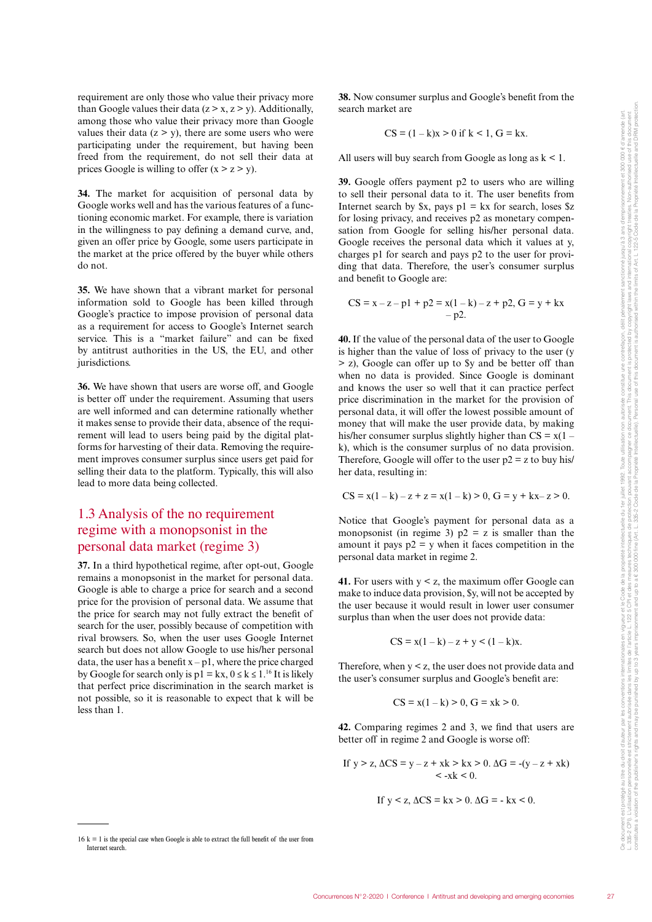requirement are only those who value their privacy more than Google values their data ($z > x$, $z > y$). Additionally, among those who value their privacy more than Google values their data ($z > y$), there are some users who were participating under the requirement, but having been freed from the requirement, do not sell their data at prices Google is willing to offer ($x > z > y$).

**34.** The market for acquisition of personal data by Google works well and has the various features of a functioning economic market. For example, there is variation in the willingness to pay defining a demand curve, and, given an offer price by Google, some users participate in the market at the price offered by the buyer while others do not.

**35.** We have shown that a vibrant market for personal information sold to Google has been killed through Google's practice to impose provision of personal data as a requirement for access to Google's Internet search service. This is a "market failure" and can be fixed by antitrust authorities in the US, the EU, and other jurisdictions.

**36.** We have shown that users are worse off, and Google is better off under the requirement. Assuming that users are well informed and can determine rationally whether it makes sense to provide their data, absence of the requirement will lead to users being paid by the digital platforms for harvesting of their data. Removing the requirement improves consumer surplus since users get paid for selling their data to the platform. Typically, this will also lead to more data being collected.

## 1.3 Analysis of the no requirement regime with a monopsonist in the personal data market (regime 3)

**37.** In a third hypothetical regime, after opt-out, Google remains a monopsonist in the market for personal data. Google is able to charge a price for search and a second price for the provision of personal data. We assume that the price for search may not fully extract the benefit of search for the user, possibly because of competition with rival browsers. So, when the user uses Google Internet search but does not allow Google to use his/her personal data, the user has a benefit $x - p1$, where the price charged by Google for search only is $p1 = kx$, $0 \le k \le 1$.[16] It is likely that perfect price discrimination in the search market is not possible, so it is reasonable to expect that k will be less than 1.

**38.** Now consumer surplus and Google's benefit from the search market are

$$CS = (1 - k)x > 0 \text{ if } k < 1, \; G = kx.$$

All users will buy search from Google as long as $k < 1$.

**39.** Google offers payment p2 to users who are willing to sell their personal data to it. The user benefits from Internet search by \$x, pays $p1 = kx$ for search, loses \$z for losing privacy, and receives p2 as monetary compensation from Google for selling his/her personal data. Google receives the personal data which it values at y, charges p1 for search and pays p2 to the user for providing that data. Therefore, the user's consumer surplus and benefit to Google are:

$$CS = x - z - p1 + p2 = x(1 - k) - z + p2, \; G = y + kx - p2.$$

**40.** If the value of the personal data of the user to Google is higher than the value of loss of privacy to the user ($y > z$), Google can offer up to \$y and be better off than when no data is provided. Since Google is dominant and knows the user so well that it can practice perfect price discrimination in the market for the provision of personal data, it will offer the lowest possible amount of money that will make the user provide data, by making his/her consumer surplus slightly higher than $CS = x(1 - k)$, which is the consumer surplus of no data provision. Therefore, Google will offer to the user $p2 = z$ to buy his/her data, resulting in:

$$CS = x(1 - k) - z + z = x(1 - k) > 0, \; G = y + kx - z > 0.$$

Notice that Google's payment for personal data as a monopsonist (in regime 3) $p2 = z$ is smaller than the amount it pays $p2 = y$ when it faces competition in the personal data market in regime 2.

**41.** For users with $y < z$, the maximum offer Google can make to induce data provision, \$y, will not be accepted by the user because it would result in lower user consumer surplus than when the user does not provide data:

$$CS = x(1 - k) - z + y < (1 - k)x.$$

Therefore, when $y < z$, the user does not provide data and the user's consumer surplus and Google's benefit are:

$$CS = x(1 - k) > 0, \; G = xk > 0.$$

**42.** Comparing regimes 2 and 3, we find that users are better off in regime 2 and Google is worse off:

$$\text{If } y > z, \; \Delta CS = y - z + xk > kx > 0. \; \Delta G = -(y - z + xk) < -xk < 0.$$

$$\text{If } y < z, \; \Delta CS = kx > 0. \; \Delta G = -kx < 0.$$

---

16 k = 1 is the special case when Google is able to extract the full benefit of the user from Internet search.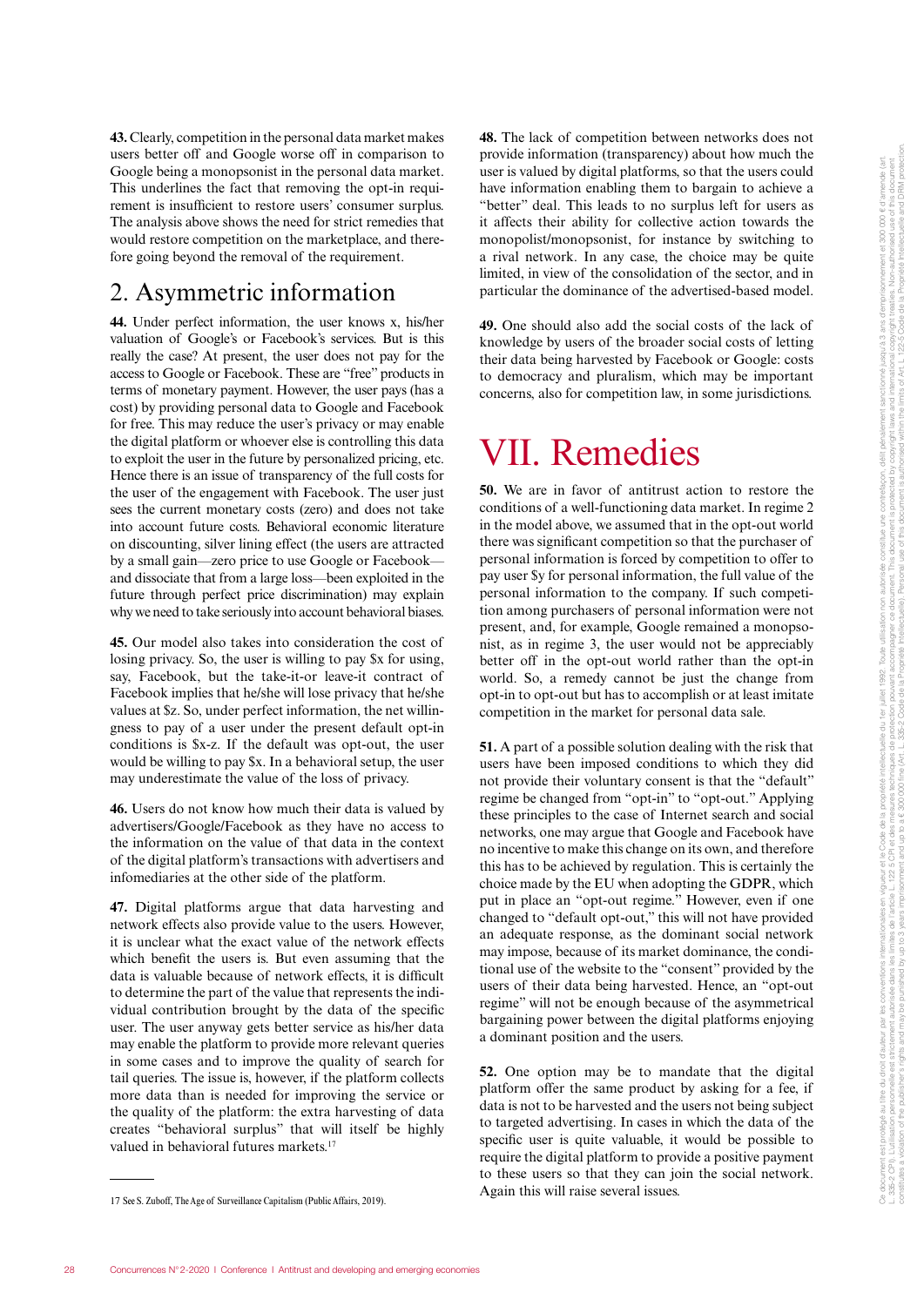**43.** Clearly, competition in the personal data market makes users better off and Google worse off in comparison to Google being a monopsonist in the personal data market. This underlines the fact that removing the opt-in requirement is insufficient to restore users' consumer surplus. The analysis above shows the need for strict remedies that would restore competition on the marketplace, and therefore going beyond the removal of the requirement.

## 2. Asymmetric information

**44.** Under perfect information, the user knows x, his/her valuation of Google's or Facebook's services. But is this really the case? At present, the user does not pay for the access to Google or Facebook. These are "free" products in terms of monetary payment. However, the user pays (has a cost) by providing personal data to Google and Facebook for free. This may reduce the user's privacy or may enable the digital platform or whoever else is controlling this data to exploit the user in the future by personalized pricing, etc. Hence there is an issue of transparency of the full costs for the user of the engagement with Facebook. The user just sees the current monetary costs (zero) and does not take into account future costs. Behavioral economic literature on discounting, silver lining effect (the users are attracted by a small gain—zero price to use Google or Facebook—and dissociate that from a large loss—been exploited in the future through perfect price discrimination) may explain why we need to take seriously into account behavioral biases.

**45.** Our model also takes into consideration the cost of losing privacy. So, the user is willing to pay $x for using, say, Facebook, but the take-it or leave-it contract of Facebook implies that he/she will lose privacy that he/she values at $z. So, under perfect information, the net willingness to pay of a user under the present default opt-in conditions is $x-z. If the default was opt-out, the user would be willing to pay $x. In a behavioral setup, the user may underestimate the value of the loss of privacy.

**46.** Users do not know how much their data is valued by advertisers/Google/Facebook as they have no access to the information on the value of that data in the context of the digital platform's transactions with advertisers and infomediaries at the other side of the platform.

**47.** Digital platforms argue that data harvesting and network effects also provide value to the users. However, it is unclear what the exact value of the network effects which benefit the users is. But even assuming that the data is valuable because of network effects, it is difficult to determine the part of the value that represents the individual contribution brought by the data of the specific user. The user anyway gets better service as his/her data may enable the platform to provide more relevant queries in some cases and to improve the quality of search for tail queries. The issue is, however, if the platform collects more data than is needed for improving the service or the quality of the platform: the extra harvesting of data creates "behavioral surplus" that will itself be highly valued in behavioral futures markets.[17]

**48.** The lack of competition between networks does not provide information (transparency) about how much the user is valued by digital platforms, so that the users could have information enabling them to bargain to achieve a "better" deal. This leads to no surplus left for users as it affects their ability for collective action towards the monopolist/monopsonist, for instance by switching to a rival network. In any case, the choice may be quite limited, in view of the consolidation of the sector, and in particular the dominance of the advertised-based model.

**49.** One should also add the social costs of the lack of knowledge by users of the broader social costs of letting their data being harvested by Facebook or Google: costs to democracy and pluralism, which may be important concerns, also for competition law, in some jurisdictions.

# VII. Remedies

**50.** We are in favor of antitrust action to restore the conditions of a well-functioning data market. In regime 2 in the model above, we assumed that in the opt-out world there was significant competition so that the purchaser of personal information is forced by competition to offer to pay user $y for personal information, the full value of the personal information to the company. If such competition among purchasers of personal information were not present, and, for example, Google remained a monopsonist, as in regime 3, the user would not be appreciably better off in the opt-out world rather than the opt-in world. So, a remedy cannot be just the change from opt-in to opt-out but has to accomplish or at least imitate competition in the market for personal data sale.

**51.** A part of a possible solution dealing with the risk that users have been imposed conditions to which they did not provide their voluntary consent is that the "default" regime be changed from "opt-in" to "opt-out." Applying these principles to the case of Internet search and social networks, one may argue that Google and Facebook have no incentive to make this change on its own, and therefore this has to be achieved by regulation. This is certainly the choice made by the EU when adopting the GDPR, which put in place an "opt-out regime." However, even if one changed to "default opt-out," this will not have provided an adequate response, as the dominant social network may impose, because of its market dominance, the conditional use of the website to the "consent" provided by the users of their data being harvested. Hence, an "opt-out regime" will not be enough because of the asymmetrical bargaining power between the digital platforms enjoying a dominant position and the users.

**52.** One option may be to mandate that the digital platform offer the same product by asking for a fee, if data is not to be harvested and the users not being subject to targeted advertising. In cases in which the data of the specific user is quite valuable, it would be possible to require the digital platform to provide a positive payment to these users so that they can join the social network. Again this will raise several issues.

---

17 See S. Zuboff, The Age of Surveillance Capitalism (Public Affairs, 2019).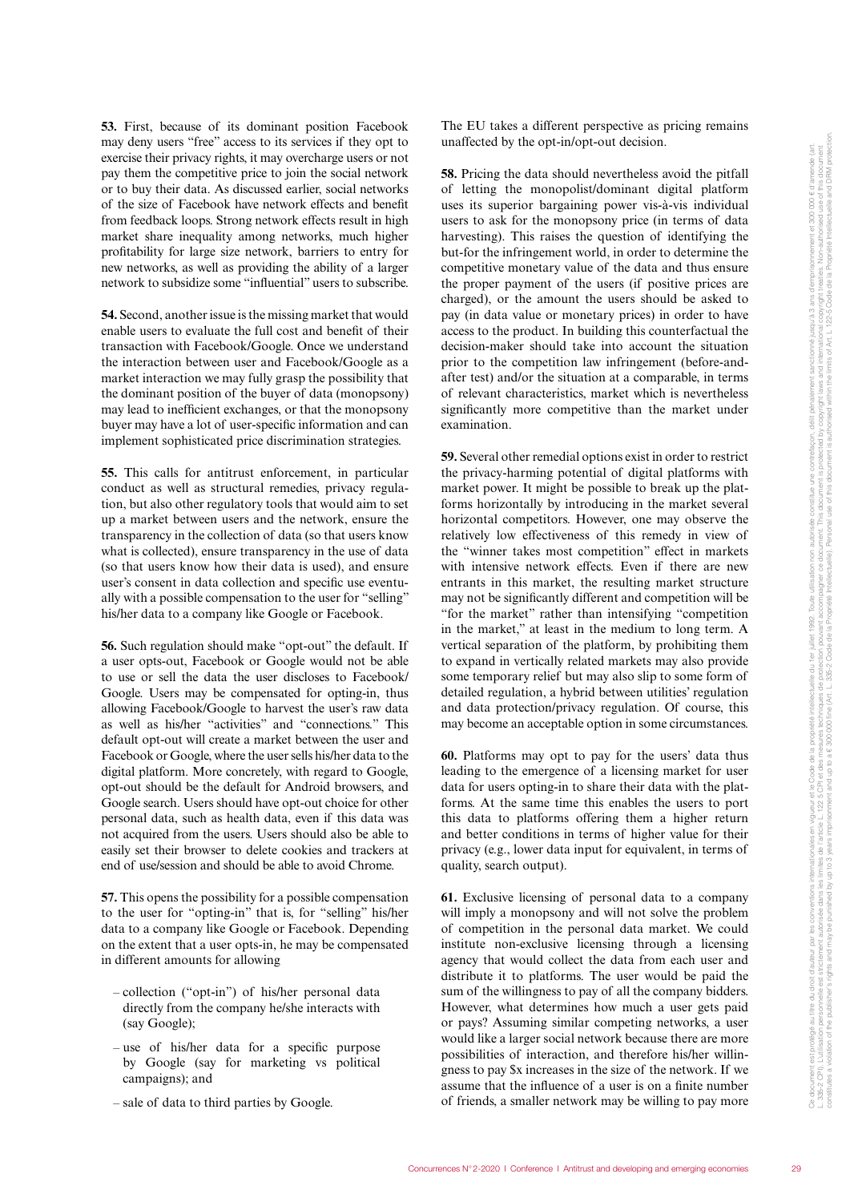**53.** First, because of its dominant position Facebook may deny users "free" access to its services if they opt to exercise their privacy rights, it may overcharge users or not pay them the competitive price to join the social network or to buy their data. As discussed earlier, social networks of the size of Facebook have network effects and benefit from feedback loops. Strong network effects result in high market share inequality among networks, much higher profitability for large size network, barriers to entry for new networks, as well as providing the ability of a larger network to subsidize some "influential" users to subscribe.

**54.** Second, another issue is the missing market that would enable users to evaluate the full cost and benefit of their transaction with Facebook/Google. Once we understand the interaction between user and Facebook/Google as a market interaction we may fully grasp the possibility that the dominant position of the buyer of data (monopsony) may lead to inefficient exchanges, or that the monopsony buyer may have a lot of user-specific information and can implement sophisticated price discrimination strategies.

**55.** This calls for antitrust enforcement, in particular conduct as well as structural remedies, privacy regulation, but also other regulatory tools that would aim to set up a market between users and the network, ensure the transparency in the collection of data (so that users know what is collected), ensure transparency in the use of data (so that users know how their data is used), and ensure user's consent in data collection and specific use eventually with a possible compensation to the user for "selling" his/her data to a company like Google or Facebook.

**56.** Such regulation should make "opt-out" the default. If a user opts-out, Facebook or Google would not be able to use or sell the data the user discloses to Facebook/Google. Users may be compensated for opting-in, thus allowing Facebook/Google to harvest the user's raw data as well as his/her "activities" and "connections." This default opt-out will create a market between the user and Facebook or Google, where the user sells his/her data to the digital platform. More concretely, with regard to Google, opt-out should be the default for Android browsers, and Google search. Users should have opt-out choice for other personal data, such as health data, even if this data was not acquired from the users. Users should also be able to easily set their browser to delete cookies and trackers at end of use/session and should be able to avoid Chrome.

**57.** This opens the possibility for a possible compensation to the user for "opting-in" that is, for "selling" his/her data to a company like Google or Facebook. Depending on the extent that a user opts-in, he may be compensated in different amounts for allowing

- collection ("opt-in") of his/her personal data directly from the company he/she interacts with (say Google);
- use of his/her data for a specific purpose by Google (say for marketing vs political campaigns); and
- sale of data to third parties by Google.

The EU takes a different perspective as pricing remains unaffected by the opt-in/opt-out decision.

**58.** Pricing the data should nevertheless avoid the pitfall of letting the monopolist/dominant digital platform uses its superior bargaining power vis-à-vis individual users to ask for the monopsony price (in terms of data harvesting). This raises the question of identifying the but-for the infringement world, in order to determine the competitive monetary value of the data and thus ensure the proper payment of the users (if positive prices are charged), or the amount the users should be asked to pay (in data value or monetary prices) in order to have access to the product. In building this counterfactual the decision-maker should take into account the situation prior to the competition law infringement (before-and-after test) and/or the situation at a comparable, in terms of relevant characteristics, market which is nevertheless significantly more competitive than the market under examination.

**59.** Several other remedial options exist in order to restrict the privacy-harming potential of digital platforms with market power. It might be possible to break up the platforms horizontally by introducing in the market several horizontal competitors. However, one may observe the relatively low effectiveness of this remedy in view of the "winner takes most competition" effect in markets with intensive network effects. Even if there are new entrants in this market, the resulting market structure may not be significantly different and competition will be "for the market" rather than intensifying "competition in the market," at least in the medium to long term. A vertical separation of the platform, by prohibiting them to expand in vertically related markets may also provide some temporary relief but may also slip to some form of detailed regulation, a hybrid between utilities' regulation and data protection/privacy regulation. Of course, this may become an acceptable option in some circumstances.

**60.** Platforms may opt to pay for the users' data thus leading to the emergence of a licensing market for user data for users opting-in to share their data with the platforms. At the same time this enables the users to port this data to platforms offering them a higher return and better conditions in terms of higher value for their privacy (e.g., lower data input for equivalent, in terms of quality, search output).

**61.** Exclusive licensing of personal data to a company will imply a monopsony and will not solve the problem of competition in the personal data market. We could institute non-exclusive licensing through a licensing agency that would collect the data from each user and distribute it to platforms. The user would be paid the sum of the willingness to pay of all the company bidders. However, what determines how much a user gets paid or pays? Assuming similar competing networks, a user would like a larger social network because there are more possibilities of interaction, and therefore his/her willingness to pay $x increases in the size of the network. If we assume that the influence of a user is on a finite number of friends, a smaller network may be willing to pay more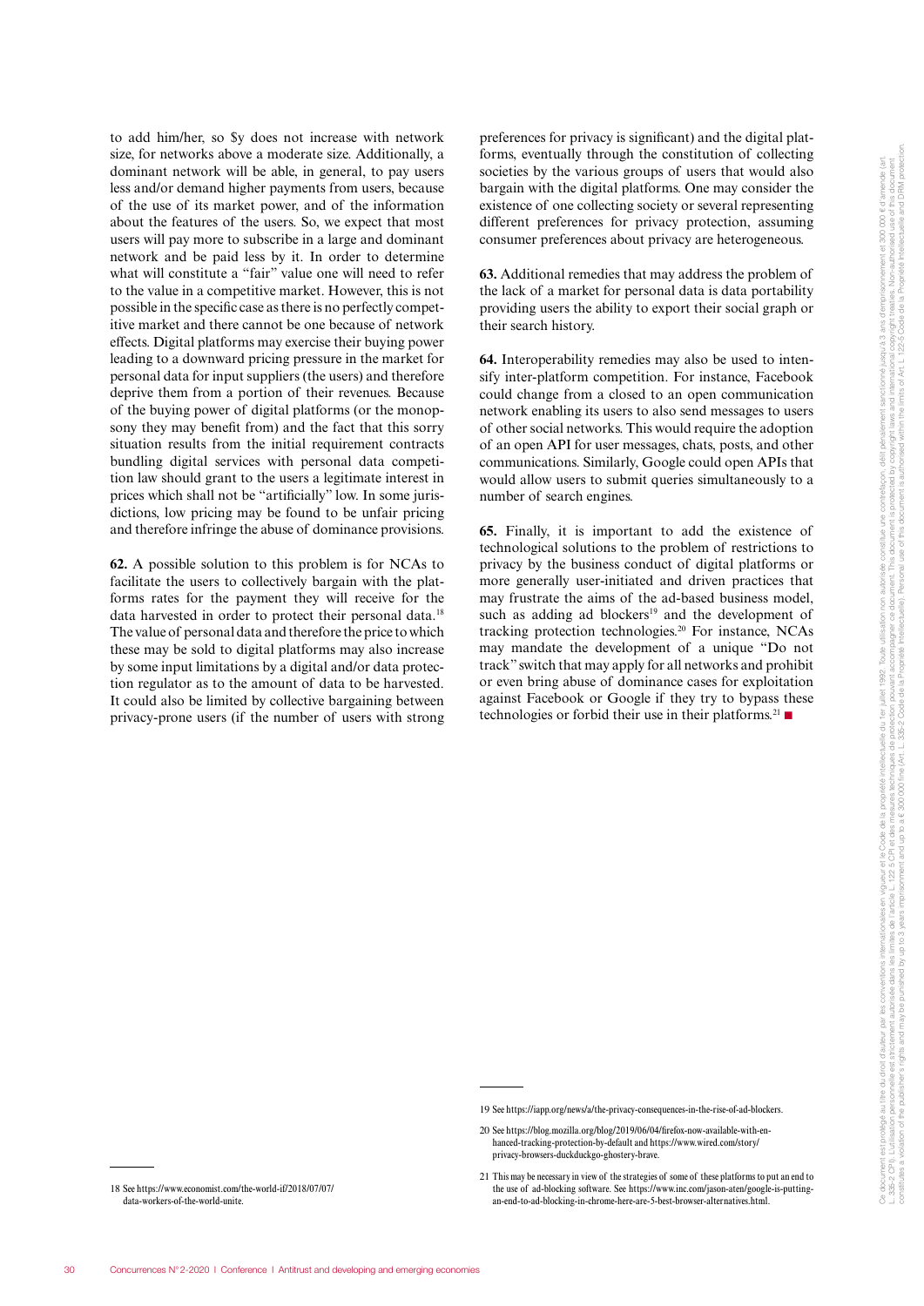to add him/her, so $y does not increase with network size, for networks above a moderate size. Additionally, a dominant network will be able, in general, to pay users less and/or demand higher payments from users, because of the use of its market power, and of the information about the features of the users. So, we expect that most users will pay more to subscribe in a large and dominant network and be paid less by it. In order to determine what will constitute a "fair" value one will need to refer to the value in a competitive market. However, this is not possible in the specific case as there is no perfectly competitive market and there cannot be one because of network effects. Digital platforms may exercise their buying power leading to a downward pricing pressure in the market for personal data for input suppliers (the users) and therefore deprive them from a portion of their revenues. Because of the buying power of digital platforms (or the monopsony they may benefit from) and the fact that this sorry situation results from the initial requirement contracts bundling digital services with personal data competition law should grant to the users a legitimate interest in prices which shall not be "artificially" low. In some jurisdictions, low pricing may be found to be unfair pricing and therefore infringe the abuse of dominance provisions.

**62.** A possible solution to this problem is for NCAs to facilitate the users to collectively bargain with the platforms rates for the payment they will receive for the data harvested in order to protect their personal data.[18] The value of personal data and therefore the price to which these may be sold to digital platforms may also increase by some input limitations by a digital and/or data protection regulator as to the amount of data to be harvested. It could also be limited by collective bargaining between privacy-prone users (if the number of users with strong preferences for privacy is significant) and the digital platforms, eventually through the constitution of collecting societies by the various groups of users that would also bargain with the digital platforms. One may consider the existence of one collecting society or several representing different preferences for privacy protection, assuming consumer preferences about privacy are heterogeneous.

**63.** Additional remedies that may address the problem of the lack of a market for personal data is data portability providing users the ability to export their social graph or their search history.

**64.** Interoperability remedies may also be used to intensify inter-platform competition. For instance, Facebook could change from a closed to an open communication network enabling its users to also send messages to users of other social networks. This would require the adoption of an open API for user messages, chats, posts, and other communications. Similarly, Google could open APIs that would allow users to submit queries simultaneously to a number of search engines.

**65.** Finally, it is important to add the existence of technological solutions to the problem of restrictions to privacy by the business conduct of digital platforms or more generally user-initiated and driven practices that may frustrate the aims of the ad-based business model, such as adding ad blockers[19] and the development of tracking protection technologies.[20] For instance, NCAs may mandate the development of a unique "Do not track" switch that may apply for all networks and prohibit or even bring abuse of dominance cases for exploitation against Facebook or Google if they try to bypass these technologies or forbid their use in their platforms.[21] ■

---

18 See https://www.economist.com/the-world-if/2018/07/07/data-workers-of-the-world-unite.

19 See https://iapp.org/news/a/the-privacy-consequences-in-the-rise-of-ad-blockers.

20 See https://blog.mozilla.org/blog/2019/06/04/firefox-now-available-with-enhanced-tracking-protection-by-default and https://www.wired.com/story/privacy-browsers-duckduckgo-ghostery-brave.

21 This may be necessary in view of the strategies of some of these platforms to put an end to the use of ad-blocking software. See https://www.inc.com/jason-aten/google-is-putting-an-end-to-ad-blocking-in-chrome-here-are-5-best-browser-alternatives.html.